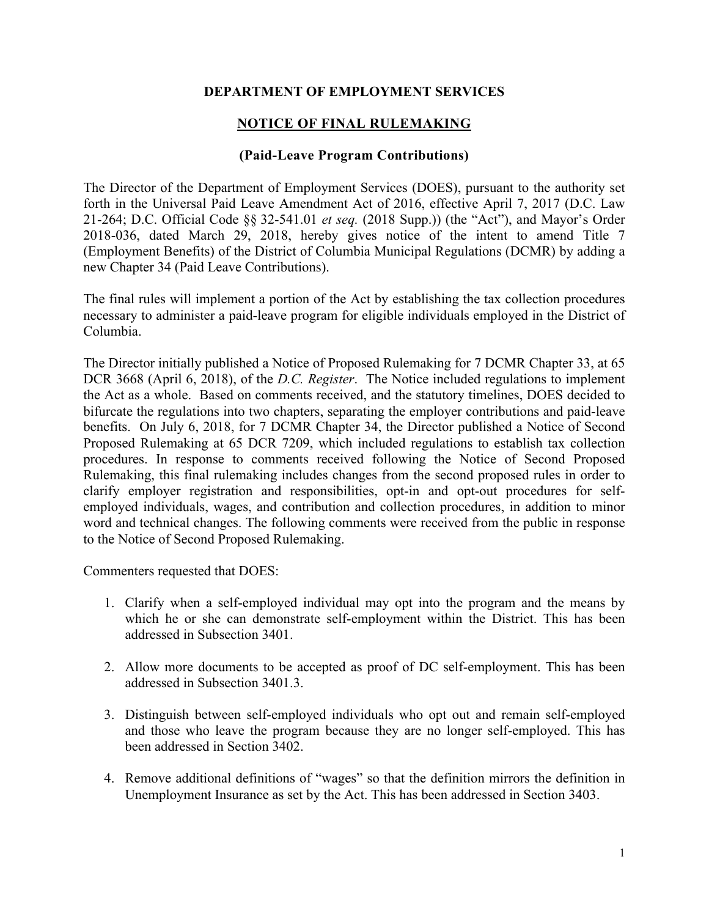**DEPARTMENT OF EMPLOYMENT SERVICES**

**NOTICE OF FINAL RULEMAKING**

**(Paid-Leave Program Contributions)**

The Director of the Department of Employment Services (DOES), pursuant to the authority set forth in the Universal Paid Leave Amendment Act of 2016, effective April 7, 2017 (D.C. Law 21-264; D.C. Official Code §§ 32-541.01 *et seq.* (2018 Supp.)) (the "Act"), and Mayor's Order 2018-036, dated March 29, 2018, hereby gives notice of the intent to amend Title 7 (Employment Benefits) of the District of Columbia Municipal Regulations (DCMR) by adding a new Chapter 34 (Paid Leave Contributions).

The final rules will implement a portion of the Act by establishing the tax collection procedures necessary to administer a paid-leave program for eligible individuals employed in the District of Columbia.

The Director initially published a Notice of Proposed Rulemaking for 7 DCMR Chapter 33, at 65 DCR 3668 (April 6, 2018), of the *D.C. Register*. The Notice included regulations to implement the Act as a whole. Based on comments received, and the statutory timelines, DOES decided to bifurcate the regulations into two chapters, separating the employer contributions and paid-leave benefits. On July 6, 2018, for 7 DCMR Chapter 34, the Director published a Notice of Second Proposed Rulemaking at 65 DCR 7209, which included regulations to establish tax collection procedures. In response to comments received following the Notice of Second Proposed Rulemaking, this final rulemaking includes changes from the second proposed rules in order to clarify employer registration and responsibilities, opt-in and opt-out procedures for self-employed individuals, wages, and contribution and collection procedures, in addition to minor word and technical changes. The following comments were received from the public in response to the Notice of Second Proposed Rulemaking.

Commenters requested that DOES:

1. Clarify when a self-employed individual may opt into the program and the means by which he or she can demonstrate self-employment within the District. This has been addressed in Subsection 3401.

2. Allow more documents to be accepted as proof of DC self-employment. This has been addressed in Subsection 3401.3.

3. Distinguish between self-employed individuals who opt out and remain self-employed and those who leave the program because they are no longer self-employed. This has been addressed in Section 3402.

4. Remove additional definitions of "wages" so that the definition mirrors the definition in Unemployment Insurance as set by the Act. This has been addressed in Section 3403.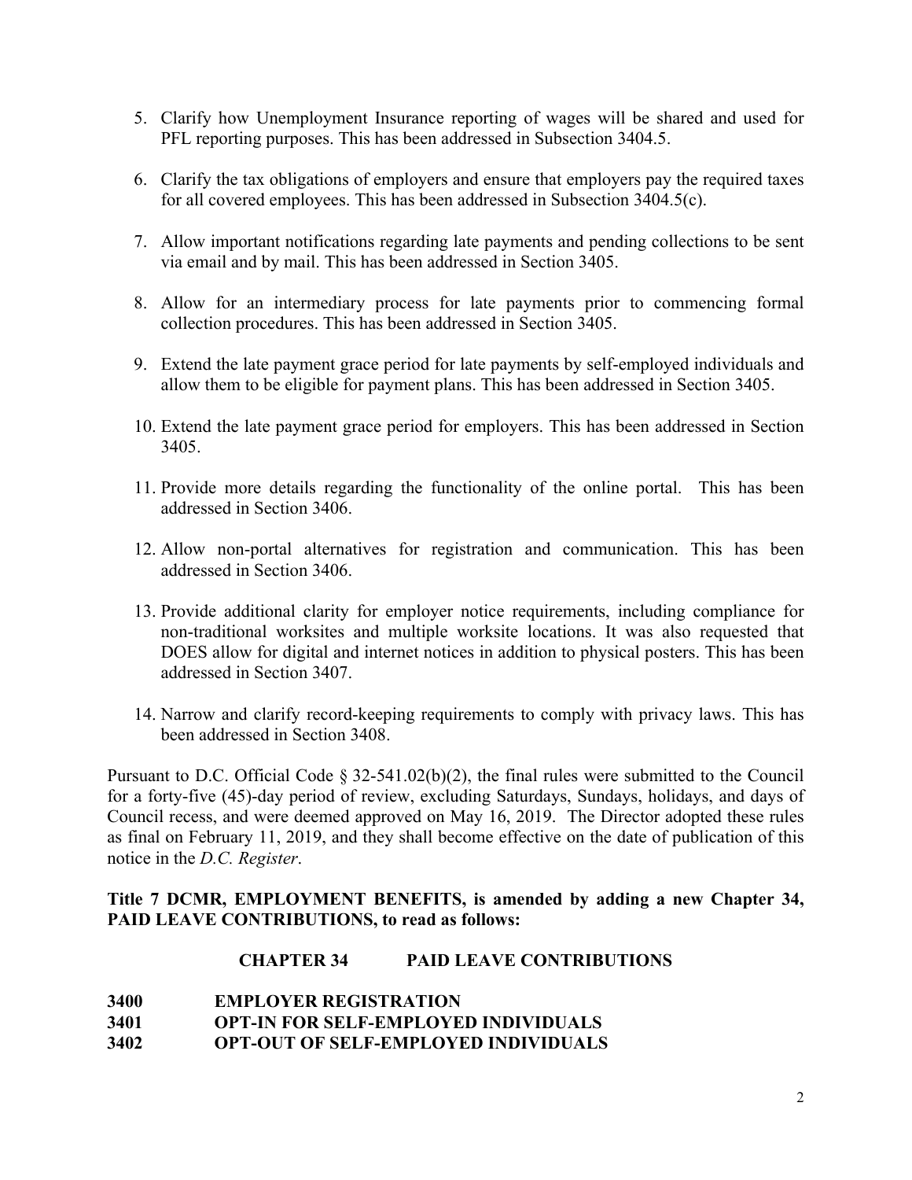5. Clarify how Unemployment Insurance reporting of wages will be shared and used for PFL reporting purposes. This has been addressed in Subsection 3404.5.

6. Clarify the tax obligations of employers and ensure that employers pay the required taxes for all covered employees. This has been addressed in Subsection 3404.5(c).

7. Allow important notifications regarding late payments and pending collections to be sent via email and by mail. This has been addressed in Section 3405.

8. Allow for an intermediary process for late payments prior to commencing formal collection procedures. This has been addressed in Section 3405.

9. Extend the late payment grace period for late payments by self-employed individuals and allow them to be eligible for payment plans. This has been addressed in Section 3405.

10. Extend the late payment grace period for employers. This has been addressed in Section 3405.

11. Provide more details regarding the functionality of the online portal. This has been addressed in Section 3406.

12. Allow non-portal alternatives for registration and communication. This has been addressed in Section 3406.

13. Provide additional clarity for employer notice requirements, including compliance for non-traditional worksites and multiple worksite locations. It was also requested that DOES allow for digital and internet notices in addition to physical posters. This has been addressed in Section 3407.

14. Narrow and clarify record-keeping requirements to comply with privacy laws. This has been addressed in Section 3408.

Pursuant to D.C. Official Code § 32-541.02(b)(2), the final rules were submitted to the Council for a forty-five (45)-day period of review, excluding Saturdays, Sundays, holidays, and days of Council recess, and were deemed approved on May 16, 2019. The Director adopted these rules as final on February 11, 2019, and they shall become effective on the date of publication of this notice in the *D.C. Register*.

**Title 7 DCMR, EMPLOYMENT BENEFITS, is amended by adding a new Chapter 34, PAID LEAVE CONTRIBUTIONS, to read as follows:**

## CHAPTER 34 PAID LEAVE CONTRIBUTIONS

**3400 EMPLOYER REGISTRATION**
**3401 OPT-IN FOR SELF-EMPLOYED INDIVIDUALS**
**3402 OPT-OUT OF SELF-EMPLOYED INDIVIDUALS**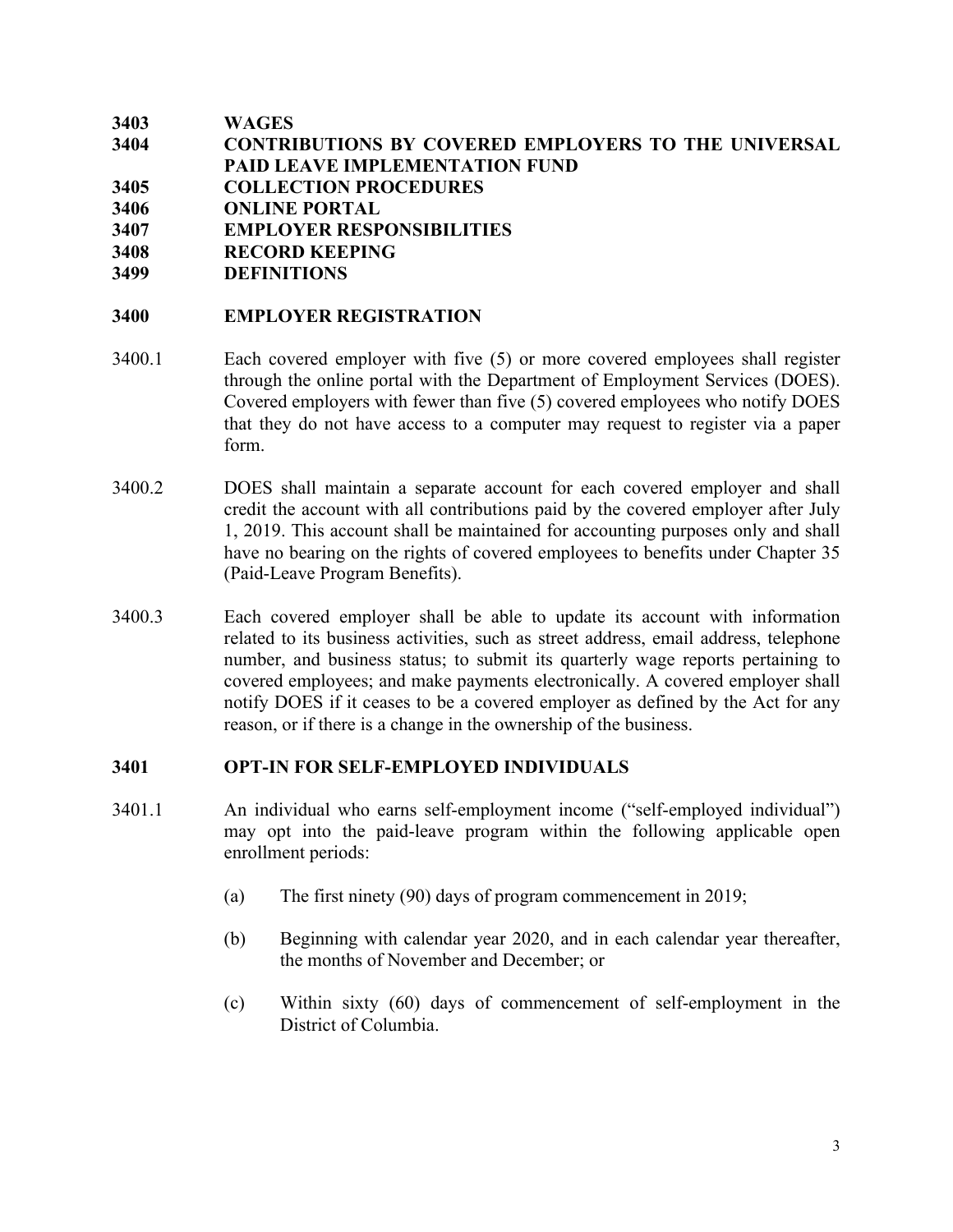**3403 WAGES**

**3404 CONTRIBUTIONS BY COVERED EMPLOYERS TO THE UNIVERSAL PAID LEAVE IMPLEMENTATION FUND**

**3405 COLLECTION PROCEDURES**

**3406 ONLINE PORTAL**

**3407 EMPLOYER RESPONSIBILITIES**

**3408 RECORD KEEPING**

**3499 DEFINITIONS**

## 3400 EMPLOYER REGISTRATION

3400.1 Each covered employer with five (5) or more covered employees shall register through the online portal with the Department of Employment Services (DOES). Covered employers with fewer than five (5) covered employees who notify DOES that they do not have access to a computer may request to register via a paper form.

3400.2 DOES shall maintain a separate account for each covered employer and shall credit the account with all contributions paid by the covered employer after July 1, 2019. This account shall be maintained for accounting purposes only and shall have no bearing on the rights of covered employees to benefits under Chapter 35 (Paid-Leave Program Benefits).

3400.3 Each covered employer shall be able to update its account with information related to its business activities, such as street address, email address, telephone number, and business status; to submit its quarterly wage reports pertaining to covered employees; and make payments electronically. A covered employer shall notify DOES if it ceases to be a covered employer as defined by the Act for any reason, or if there is a change in the ownership of the business.

## 3401 OPT-IN FOR SELF-EMPLOYED INDIVIDUALS

3401.1 An individual who earns self-employment income ("self-employed individual") may opt into the paid-leave program within the following applicable open enrollment periods:

(a) The first ninety (90) days of program commencement in 2019;

(b) Beginning with calendar year 2020, and in each calendar year thereafter, the months of November and December; or

(c) Within sixty (60) days of commencement of self-employment in the District of Columbia.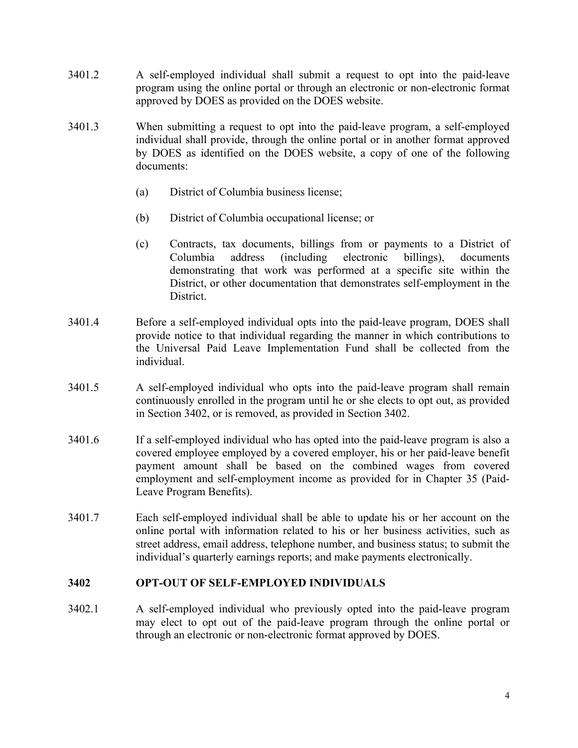3401.2 A self-employed individual shall submit a request to opt into the paid-leave program using the online portal or through an electronic or non-electronic format approved by DOES as provided on the DOES website.

3401.3 When submitting a request to opt into the paid-leave program, a self-employed individual shall provide, through the online portal or in another format approved by DOES as identified on the DOES website, a copy of one of the following documents:

(a) District of Columbia business license;

(b) District of Columbia occupational license; or

(c) Contracts, tax documents, billings from or payments to a District of Columbia address (including electronic billings), documents demonstrating that work was performed at a specific site within the District, or other documentation that demonstrates self-employment in the District.

3401.4 Before a self-employed individual opts into the paid-leave program, DOES shall provide notice to that individual regarding the manner in which contributions to the Universal Paid Leave Implementation Fund shall be collected from the individual.

3401.5 A self-employed individual who opts into the paid-leave program shall remain continuously enrolled in the program until he or she elects to opt out, as provided in Section 3402, or is removed, as provided in Section 3402.

3401.6 If a self-employed individual who has opted into the paid-leave program is also a covered employee employed by a covered employer, his or her paid-leave benefit payment amount shall be based on the combined wages from covered employment and self-employment income as provided for in Chapter 35 (Paid-Leave Program Benefits).

3401.7 Each self-employed individual shall be able to update his or her account on the online portal with information related to his or her business activities, such as street address, email address, telephone number, and business status; to submit the individual's quarterly earnings reports; and make payments electronically.

**3402 OPT-OUT OF SELF-EMPLOYED INDIVIDUALS**

3402.1 A self-employed individual who previously opted into the paid-leave program may elect to opt out of the paid-leave program through the online portal or through an electronic or non-electronic format approved by DOES.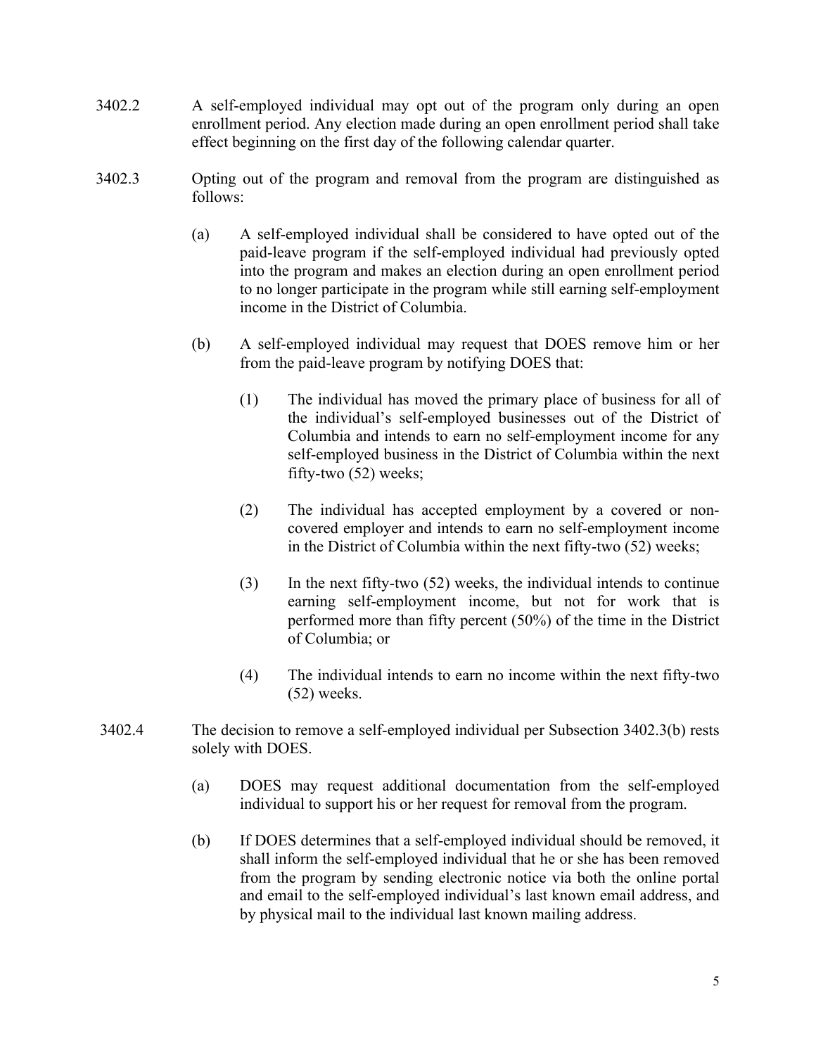3402.2 A self-employed individual may opt out of the program only during an open enrollment period. Any election made during an open enrollment period shall take effect beginning on the first day of the following calendar quarter.

3402.3 Opting out of the program and removal from the program are distinguished as follows:

(a) A self-employed individual shall be considered to have opted out of the paid-leave program if the self-employed individual had previously opted into the program and makes an election during an open enrollment period to no longer participate in the program while still earning self-employment income in the District of Columbia.

(b) A self-employed individual may request that DOES remove him or her from the paid-leave program by notifying DOES that:

(1) The individual has moved the primary place of business for all of the individual's self-employed businesses out of the District of Columbia and intends to earn no self-employment income for any self-employed business in the District of Columbia within the next fifty-two (52) weeks;

(2) The individual has accepted employment by a covered or non-covered employer and intends to earn no self-employment income in the District of Columbia within the next fifty-two (52) weeks;

(3) In the next fifty-two (52) weeks, the individual intends to continue earning self-employment income, but not for work that is performed more than fifty percent (50%) of the time in the District of Columbia; or

(4) The individual intends to earn no income within the next fifty-two (52) weeks.

3402.4 The decision to remove a self-employed individual per Subsection 3402.3(b) rests solely with DOES.

(a) DOES may request additional documentation from the self-employed individual to support his or her request for removal from the program.

(b) If DOES determines that a self-employed individual should be removed, it shall inform the self-employed individual that he or she has been removed from the program by sending electronic notice via both the online portal and email to the self-employed individual's last known email address, and by physical mail to the individual last known mailing address.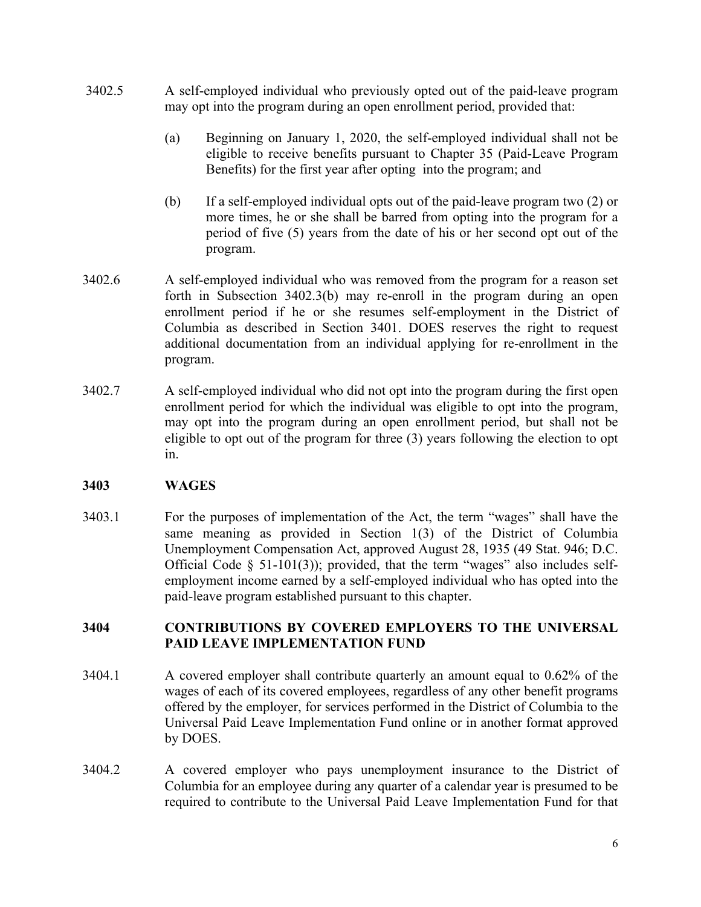3402.5 A self-employed individual who previously opted out of the paid-leave program may opt into the program during an open enrollment period, provided that:

> (a) Beginning on January 1, 2020, the self-employed individual shall not be eligible to receive benefits pursuant to Chapter 35 (Paid-Leave Program Benefits) for the first year after opting into the program; and
>
> (b) If a self-employed individual opts out of the paid-leave program two (2) or more times, he or she shall be barred from opting into the program for a period of five (5) years from the date of his or her second opt out of the program.

3402.6 A self-employed individual who was removed from the program for a reason set forth in Subsection 3402.3(b) may re-enroll in the program during an open enrollment period if he or she resumes self-employment in the District of Columbia as described in Section 3401. DOES reserves the right to request additional documentation from an individual applying for re-enrollment in the program.

3402.7 A self-employed individual who did not opt into the program during the first open enrollment period for which the individual was eligible to opt into the program, may opt into the program during an open enrollment period, but shall not be eligible to opt out of the program for three (3) years following the election to opt in.

## 3403 WAGES

3403.1 For the purposes of implementation of the Act, the term "wages" shall have the same meaning as provided in Section 1(3) of the District of Columbia Unemployment Compensation Act, approved August 28, 1935 (49 Stat. 946; D.C. Official Code § 51-101(3)); provided, that the term "wages" also includes self-employment income earned by a self-employed individual who has opted into the paid-leave program established pursuant to this chapter.

## 3404 CONTRIBUTIONS BY COVERED EMPLOYERS TO THE UNIVERSAL PAID LEAVE IMPLEMENTATION FUND

3404.1 A covered employer shall contribute quarterly an amount equal to 0.62% of the wages of each of its covered employees, regardless of any other benefit programs offered by the employer, for services performed in the District of Columbia to the Universal Paid Leave Implementation Fund online or in another format approved by DOES.

3404.2 A covered employer who pays unemployment insurance to the District of Columbia for an employee during any quarter of a calendar year is presumed to be required to contribute to the Universal Paid Leave Implementation Fund for that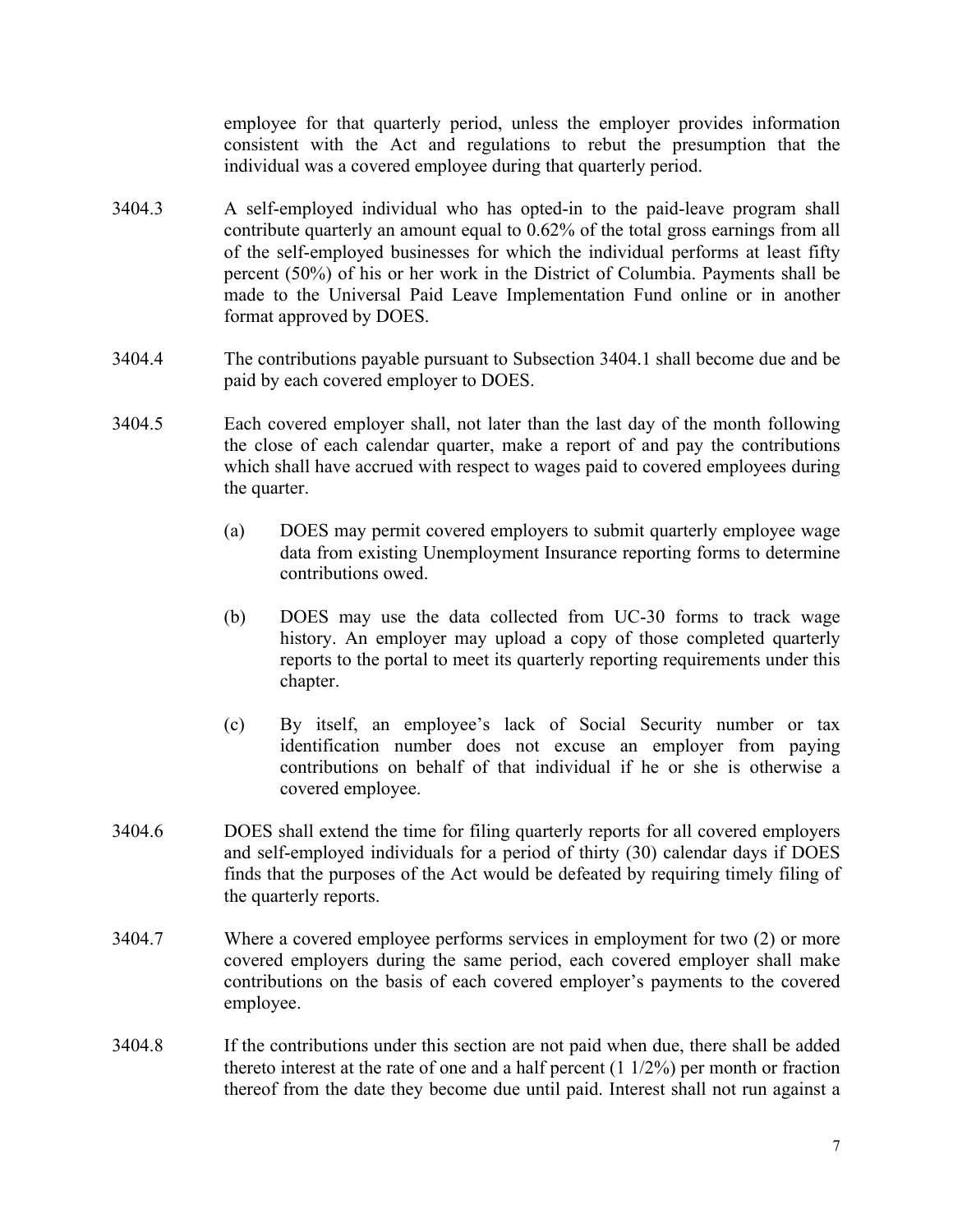employee for that quarterly period, unless the employer provides information consistent with the Act and regulations to rebut the presumption that the individual was a covered employee during that quarterly period.

3404.3 A self-employed individual who has opted-in to the paid-leave program shall contribute quarterly an amount equal to 0.62% of the total gross earnings from all of the self-employed businesses for which the individual performs at least fifty percent (50%) of his or her work in the District of Columbia. Payments shall be made to the Universal Paid Leave Implementation Fund online or in another format approved by DOES.

3404.4 The contributions payable pursuant to Subsection 3404.1 shall become due and be paid by each covered employer to DOES.

3404.5 Each covered employer shall, not later than the last day of the month following the close of each calendar quarter, make a report of and pay the contributions which shall have accrued with respect to wages paid to covered employees during the quarter.

(a) DOES may permit covered employers to submit quarterly employee wage data from existing Unemployment Insurance reporting forms to determine contributions owed.

(b) DOES may use the data collected from UC-30 forms to track wage history. An employer may upload a copy of those completed quarterly reports to the portal to meet its quarterly reporting requirements under this chapter.

(c) By itself, an employee's lack of Social Security number or tax identification number does not excuse an employer from paying contributions on behalf of that individual if he or she is otherwise a covered employee.

3404.6 DOES shall extend the time for filing quarterly reports for all covered employers and self-employed individuals for a period of thirty (30) calendar days if DOES finds that the purposes of the Act would be defeated by requiring timely filing of the quarterly reports.

3404.7 Where a covered employee performs services in employment for two (2) or more covered employers during the same period, each covered employer shall make contributions on the basis of each covered employer's payments to the covered employee.

3404.8 If the contributions under this section are not paid when due, there shall be added thereto interest at the rate of one and a half percent (1 1/2%) per month or fraction thereof from the date they become due until paid. Interest shall not run against a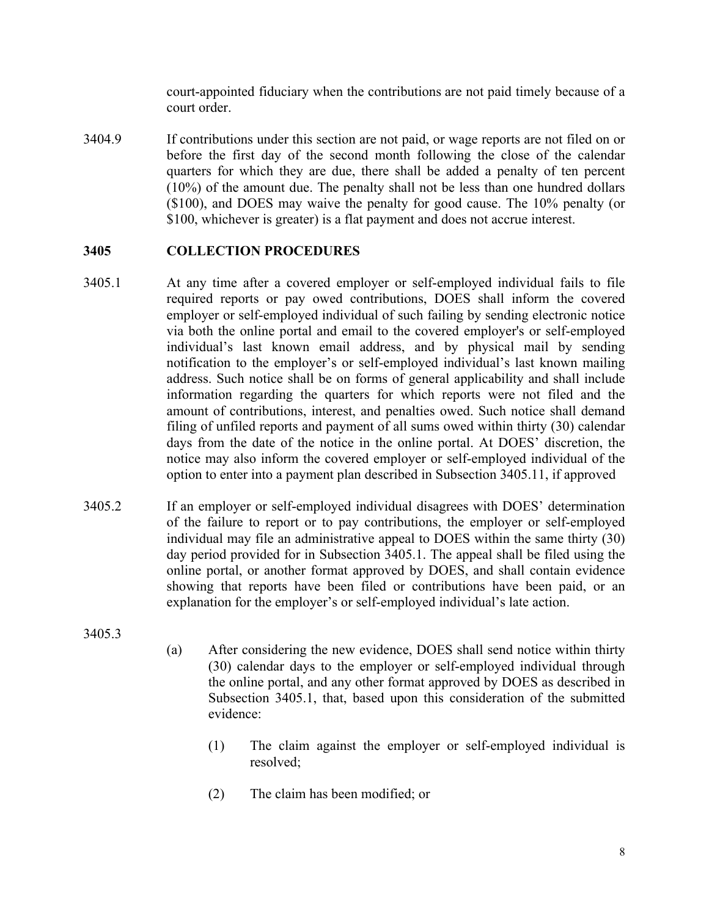court-appointed fiduciary when the contributions are not paid timely because of a court order.

3404.9 If contributions under this section are not paid, or wage reports are not filed on or before the first day of the second month following the close of the calendar quarters for which they are due, there shall be added a penalty of ten percent (10%) of the amount due. The penalty shall not be less than one hundred dollars ($100), and DOES may waive the penalty for good cause. The 10% penalty (or $100, whichever is greater) is a flat payment and does not accrue interest.

## 3405 COLLECTION PROCEDURES

3405.1 At any time after a covered employer or self-employed individual fails to file required reports or pay owed contributions, DOES shall inform the covered employer or self-employed individual of such failing by sending electronic notice via both the online portal and email to the covered employer's or self-employed individual's last known email address, and by physical mail by sending notification to the employer's or self-employed individual's last known mailing address. Such notice shall be on forms of general applicability and shall include information regarding the quarters for which reports were not filed and the amount of contributions, interest, and penalties owed. Such notice shall demand filing of unfiled reports and payment of all sums owed within thirty (30) calendar days from the date of the notice in the online portal. At DOES' discretion, the notice may also inform the covered employer or self-employed individual of the option to enter into a payment plan described in Subsection 3405.11, if approved

3405.2 If an employer or self-employed individual disagrees with DOES' determination of the failure to report or to pay contributions, the employer or self-employed individual may file an administrative appeal to DOES within the same thirty (30) day period provided for in Subsection 3405.1. The appeal shall be filed using the online portal, or another format approved by DOES, and shall contain evidence showing that reports have been filed or contributions have been paid, or an explanation for the employer's or self-employed individual's late action.

3405.3

(a) After considering the new evidence, DOES shall send notice within thirty (30) calendar days to the employer or self-employed individual through the online portal, and any other format approved by DOES as described in Subsection 3405.1, that, based upon this consideration of the submitted evidence:

(1) The claim against the employer or self-employed individual is resolved;

(2) The claim has been modified; or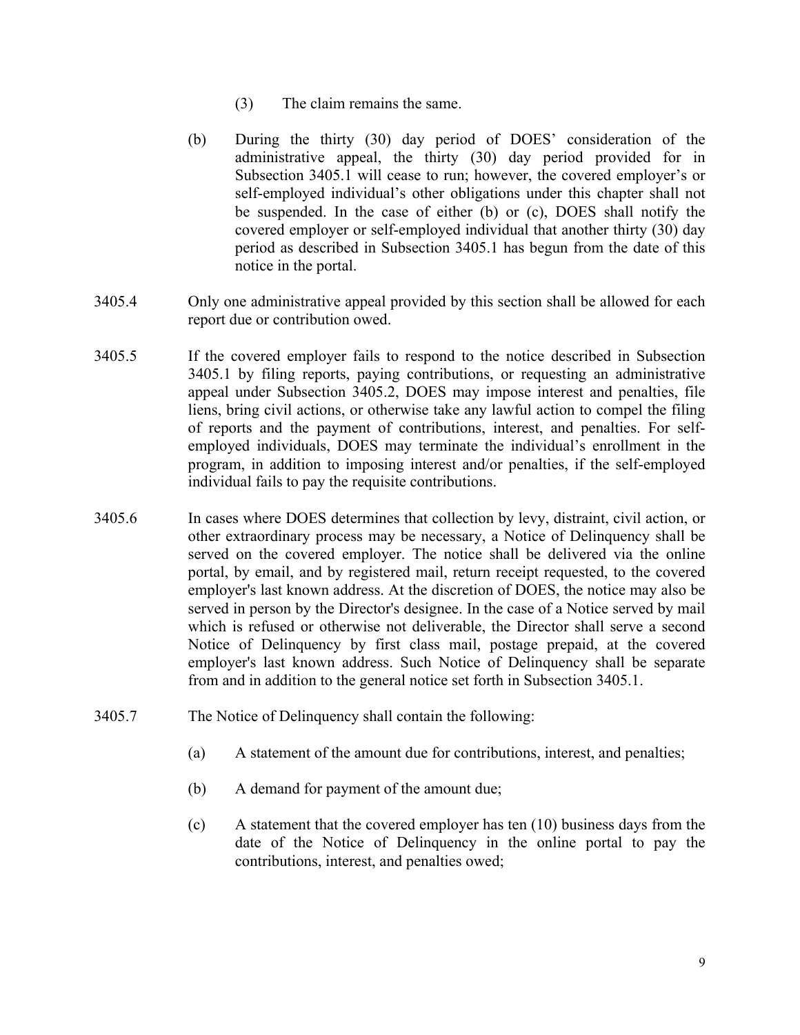(3) The claim remains the same.

(b) During the thirty (30) day period of DOES' consideration of the administrative appeal, the thirty (30) day period provided for in Subsection 3405.1 will cease to run; however, the covered employer's or self-employed individual's other obligations under this chapter shall not be suspended. In the case of either (b) or (c), DOES shall notify the covered employer or self-employed individual that another thirty (30) day period as described in Subsection 3405.1 has begun from the date of this notice in the portal.

3405.4 Only one administrative appeal provided by this section shall be allowed for each report due or contribution owed.

3405.5 If the covered employer fails to respond to the notice described in Subsection 3405.1 by filing reports, paying contributions, or requesting an administrative appeal under Subsection 3405.2, DOES may impose interest and penalties, file liens, bring civil actions, or otherwise take any lawful action to compel the filing of reports and the payment of contributions, interest, and penalties. For self-employed individuals, DOES may terminate the individual's enrollment in the program, in addition to imposing interest and/or penalties, if the self-employed individual fails to pay the requisite contributions.

3405.6 In cases where DOES determines that collection by levy, distraint, civil action, or other extraordinary process may be necessary, a Notice of Delinquency shall be served on the covered employer. The notice shall be delivered via the online portal, by email, and by registered mail, return receipt requested, to the covered employer's last known address. At the discretion of DOES, the notice may also be served in person by the Director's designee. In the case of a Notice served by mail which is refused or otherwise not deliverable, the Director shall serve a second Notice of Delinquency by first class mail, postage prepaid, at the covered employer's last known address. Such Notice of Delinquency shall be separate from and in addition to the general notice set forth in Subsection 3405.1.

3405.7 The Notice of Delinquency shall contain the following:

(a) A statement of the amount due for contributions, interest, and penalties;

(b) A demand for payment of the amount due;

(c) A statement that the covered employer has ten (10) business days from the date of the Notice of Delinquency in the online portal to pay the contributions, interest, and penalties owed;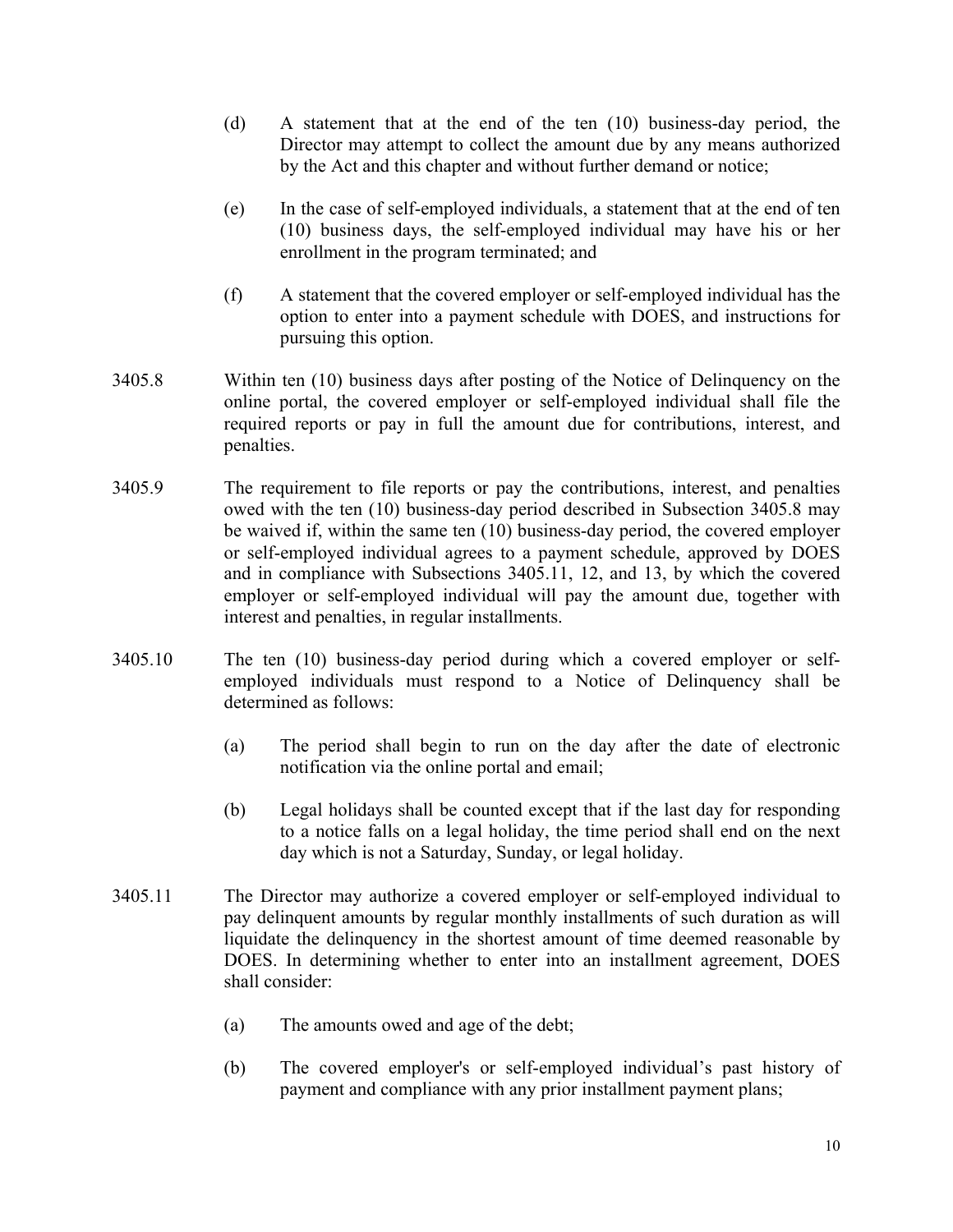(d) A statement that at the end of the ten (10) business-day period, the Director may attempt to collect the amount due by any means authorized by the Act and this chapter and without further demand or notice;

(e) In the case of self-employed individuals, a statement that at the end of ten (10) business days, the self-employed individual may have his or her enrollment in the program terminated; and

(f) A statement that the covered employer or self-employed individual has the option to enter into a payment schedule with DOES, and instructions for pursuing this option.

3405.8 Within ten (10) business days after posting of the Notice of Delinquency on the online portal, the covered employer or self-employed individual shall file the required reports or pay in full the amount due for contributions, interest, and penalties.

3405.9 The requirement to file reports or pay the contributions, interest, and penalties owed with the ten (10) business-day period described in Subsection 3405.8 may be waived if, within the same ten (10) business-day period, the covered employer or self-employed individual agrees to a payment schedule, approved by DOES and in compliance with Subsections 3405.11, 12, and 13, by which the covered employer or self-employed individual will pay the amount due, together with interest and penalties, in regular installments.

3405.10 The ten (10) business-day period during which a covered employer or self-employed individuals must respond to a Notice of Delinquency shall be determined as follows:

(a) The period shall begin to run on the day after the date of electronic notification via the online portal and email;

(b) Legal holidays shall be counted except that if the last day for responding to a notice falls on a legal holiday, the time period shall end on the next day which is not a Saturday, Sunday, or legal holiday.

3405.11 The Director may authorize a covered employer or self-employed individual to pay delinquent amounts by regular monthly installments of such duration as will liquidate the delinquency in the shortest amount of time deemed reasonable by DOES. In determining whether to enter into an installment agreement, DOES shall consider:

(a) The amounts owed and age of the debt;

(b) The covered employer's or self-employed individual's past history of payment and compliance with any prior installment payment plans;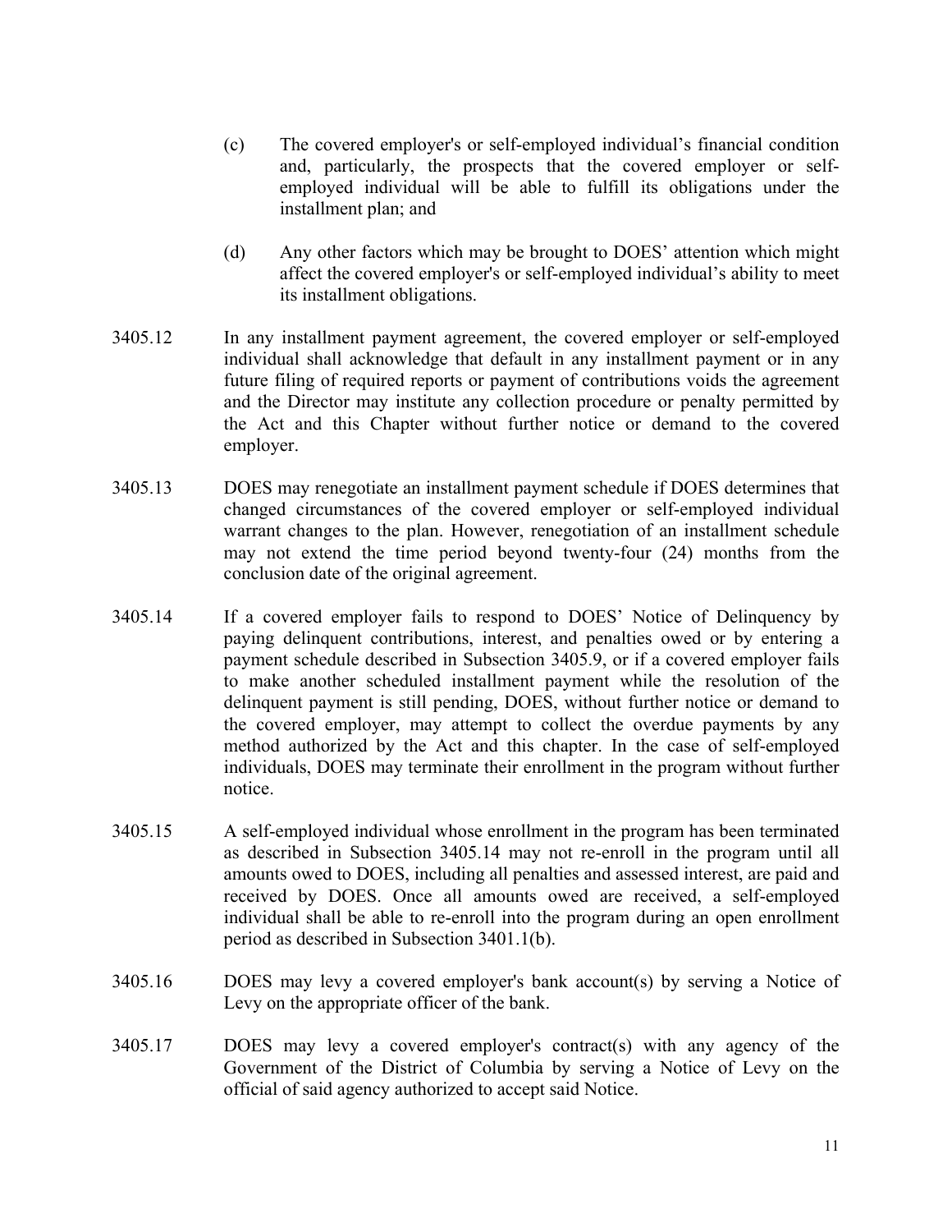(c) The covered employer's or self-employed individual's financial condition and, particularly, the prospects that the covered employer or self-employed individual will be able to fulfill its obligations under the installment plan; and

(d) Any other factors which may be brought to DOES' attention which might affect the covered employer's or self-employed individual's ability to meet its installment obligations.

3405.12 In any installment payment agreement, the covered employer or self-employed individual shall acknowledge that default in any installment payment or in any future filing of required reports or payment of contributions voids the agreement and the Director may institute any collection procedure or penalty permitted by the Act and this Chapter without further notice or demand to the covered employer.

3405.13 DOES may renegotiate an installment payment schedule if DOES determines that changed circumstances of the covered employer or self-employed individual warrant changes to the plan. However, renegotiation of an installment schedule may not extend the time period beyond twenty-four (24) months from the conclusion date of the original agreement.

3405.14 If a covered employer fails to respond to DOES' Notice of Delinquency by paying delinquent contributions, interest, and penalties owed or by entering a payment schedule described in Subsection 3405.9, or if a covered employer fails to make another scheduled installment payment while the resolution of the delinquent payment is still pending, DOES, without further notice or demand to the covered employer, may attempt to collect the overdue payments by any method authorized by the Act and this chapter. In the case of self-employed individuals, DOES may terminate their enrollment in the program without further notice.

3405.15 A self-employed individual whose enrollment in the program has been terminated as described in Subsection 3405.14 may not re-enroll in the program until all amounts owed to DOES, including all penalties and assessed interest, are paid and received by DOES. Once all amounts owed are received, a self-employed individual shall be able to re-enroll into the program during an open enrollment period as described in Subsection 3401.1(b).

3405.16 DOES may levy a covered employer's bank account(s) by serving a Notice of Levy on the appropriate officer of the bank.

3405.17 DOES may levy a covered employer's contract(s) with any agency of the Government of the District of Columbia by serving a Notice of Levy on the official of said agency authorized to accept said Notice.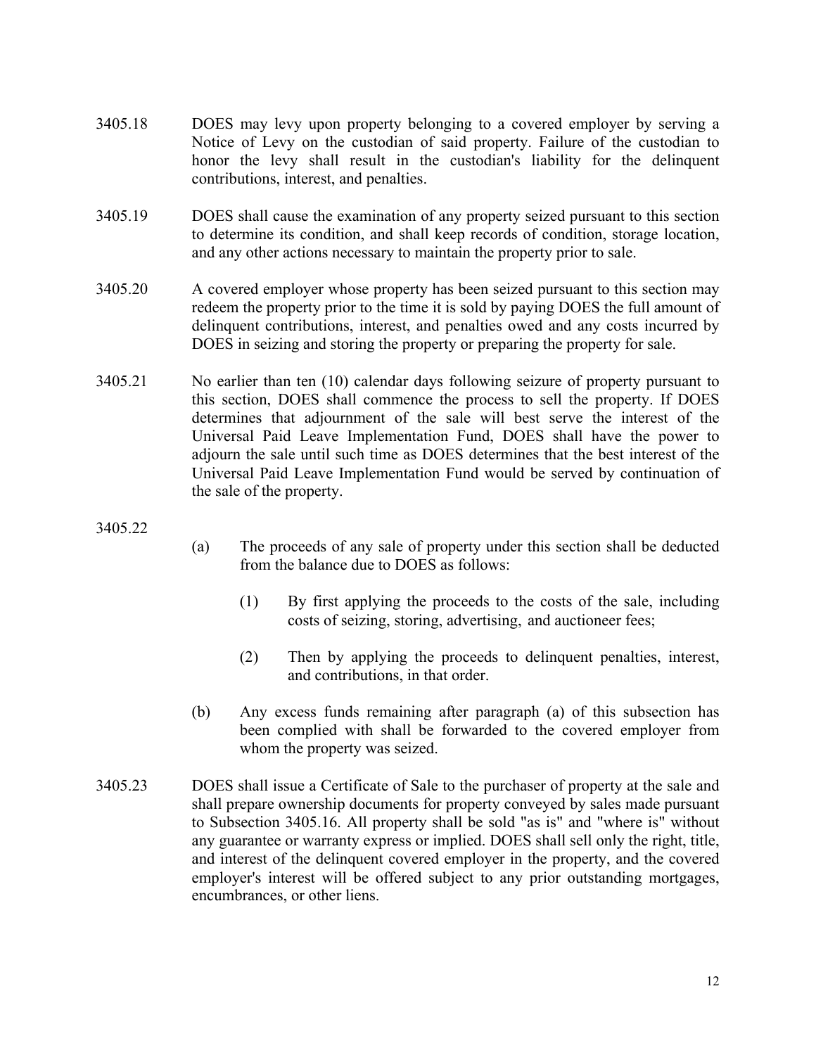3405.18 DOES may levy upon property belonging to a covered employer by serving a Notice of Levy on the custodian of said property. Failure of the custodian to honor the levy shall result in the custodian's liability for the delinquent contributions, interest, and penalties.

3405.19 DOES shall cause the examination of any property seized pursuant to this section to determine its condition, and shall keep records of condition, storage location, and any other actions necessary to maintain the property prior to sale.

3405.20 A covered employer whose property has been seized pursuant to this section may redeem the property prior to the time it is sold by paying DOES the full amount of delinquent contributions, interest, and penalties owed and any costs incurred by DOES in seizing and storing the property or preparing the property for sale.

3405.21 No earlier than ten (10) calendar days following seizure of property pursuant to this section, DOES shall commence the process to sell the property. If DOES determines that adjournment of the sale will best serve the interest of the Universal Paid Leave Implementation Fund, DOES shall have the power to adjourn the sale until such time as DOES determines that the best interest of the Universal Paid Leave Implementation Fund would be served by continuation of the sale of the property.

3405.22

(a) The proceeds of any sale of property under this section shall be deducted from the balance due to DOES as follows:

(1) By first applying the proceeds to the costs of the sale, including costs of seizing, storing, advertising, and auctioneer fees;

(2) Then by applying the proceeds to delinquent penalties, interest, and contributions, in that order.

(b) Any excess funds remaining after paragraph (a) of this subsection has been complied with shall be forwarded to the covered employer from whom the property was seized.

3405.23 DOES shall issue a Certificate of Sale to the purchaser of property at the sale and shall prepare ownership documents for property conveyed by sales made pursuant to Subsection 3405.16. All property shall be sold "as is" and "where is" without any guarantee or warranty express or implied. DOES shall sell only the right, title, and interest of the delinquent covered employer in the property, and the covered employer's interest will be offered subject to any prior outstanding mortgages, encumbrances, or other liens.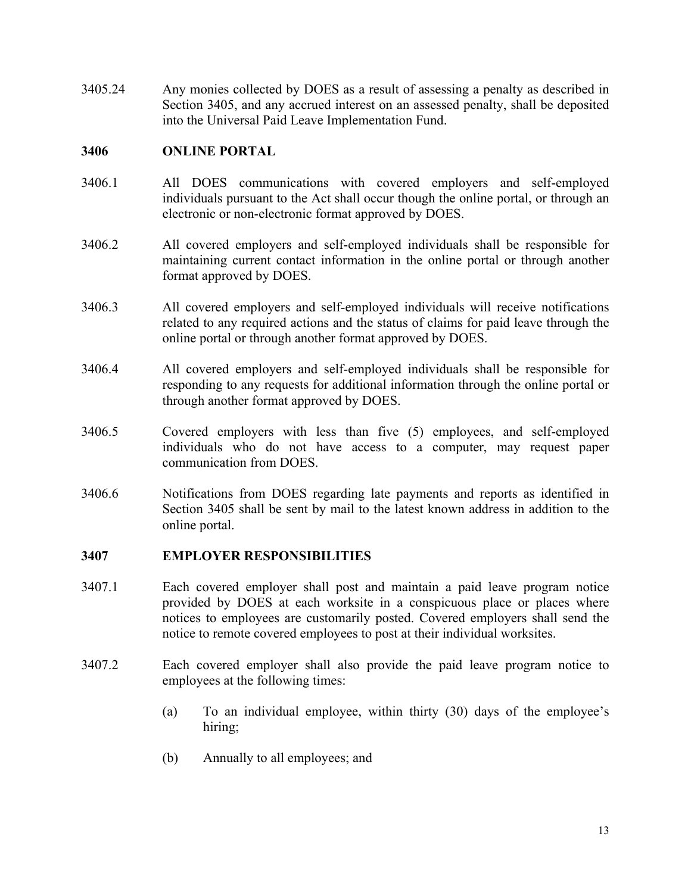3405.24 Any monies collected by DOES as a result of assessing a penalty as described in Section 3405, and any accrued interest on an assessed penalty, shall be deposited into the Universal Paid Leave Implementation Fund.

### 3406 ONLINE PORTAL

3406.1 All DOES communications with covered employers and self-employed individuals pursuant to the Act shall occur though the online portal, or through an electronic or non-electronic format approved by DOES.

3406.2 All covered employers and self-employed individuals shall be responsible for maintaining current contact information in the online portal or through another format approved by DOES.

3406.3 All covered employers and self-employed individuals will receive notifications related to any required actions and the status of claims for paid leave through the online portal or through another format approved by DOES.

3406.4 All covered employers and self-employed individuals shall be responsible for responding to any requests for additional information through the online portal or through another format approved by DOES.

3406.5 Covered employers with less than five (5) employees, and self-employed individuals who do not have access to a computer, may request paper communication from DOES.

3406.6 Notifications from DOES regarding late payments and reports as identified in Section 3405 shall be sent by mail to the latest known address in addition to the online portal.

### 3407 EMPLOYER RESPONSIBILITIES

3407.1 Each covered employer shall post and maintain a paid leave program notice provided by DOES at each worksite in a conspicuous place or places where notices to employees are customarily posted. Covered employers shall send the notice to remote covered employees to post at their individual worksites.

3407.2 Each covered employer shall also provide the paid leave program notice to employees at the following times:

(a) To an individual employee, within thirty (30) days of the employee's hiring;

(b) Annually to all employees; and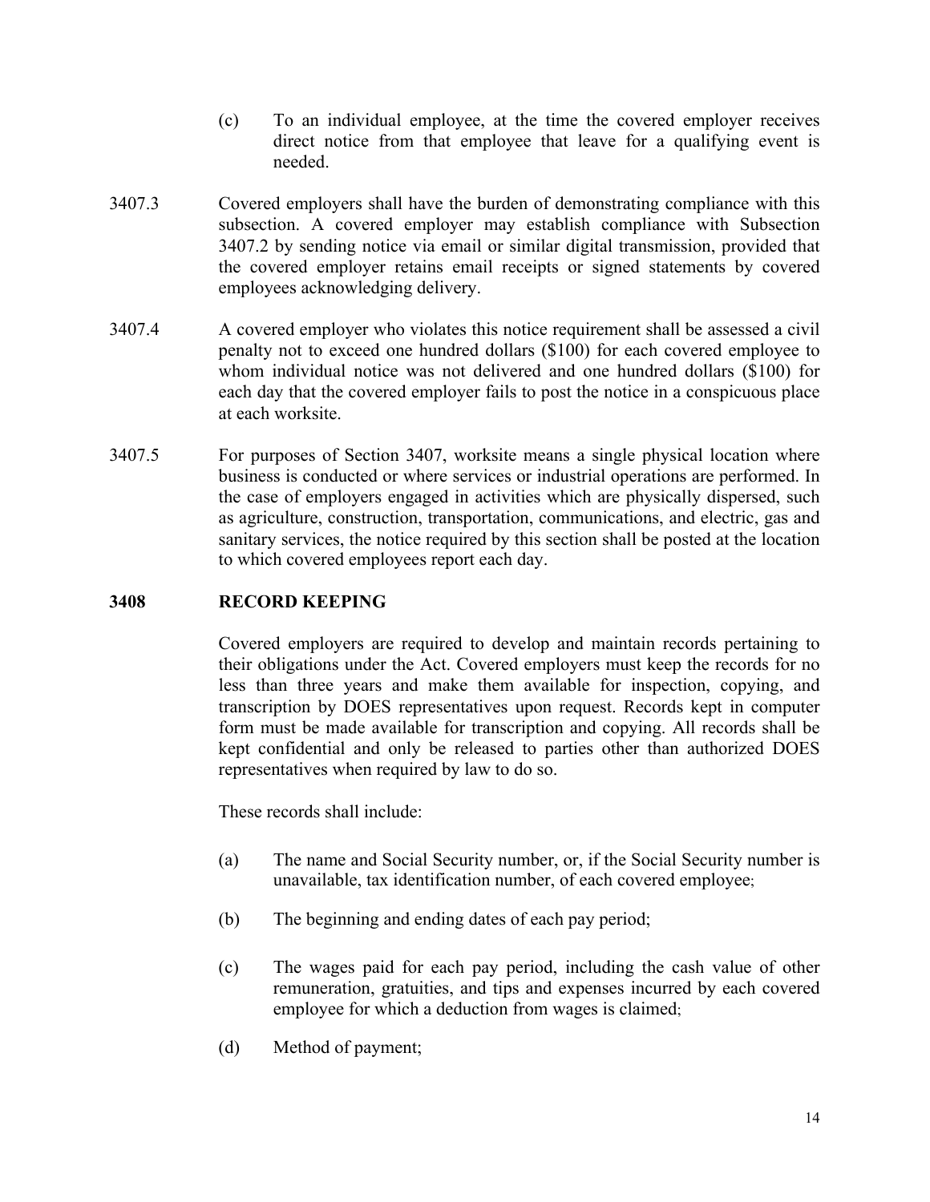(c) To an individual employee, at the time the covered employer receives direct notice from that employee that leave for a qualifying event is needed.

3407.3 Covered employers shall have the burden of demonstrating compliance with this subsection. A covered employer may establish compliance with Subsection 3407.2 by sending notice via email or similar digital transmission, provided that the covered employer retains email receipts or signed statements by covered employees acknowledging delivery.

3407.4 A covered employer who violates this notice requirement shall be assessed a civil penalty not to exceed one hundred dollars ($100) for each covered employee to whom individual notice was not delivered and one hundred dollars ($100) for each day that the covered employer fails to post the notice in a conspicuous place at each worksite.

3407.5 For purposes of Section 3407, worksite means a single physical location where business is conducted or where services or industrial operations are performed. In the case of employers engaged in activities which are physically dispersed, such as agriculture, construction, transportation, communications, and electric, gas and sanitary services, the notice required by this section shall be posted at the location to which covered employees report each day.

## 3408 RECORD KEEPING

Covered employers are required to develop and maintain records pertaining to their obligations under the Act. Covered employers must keep the records for no less than three years and make them available for inspection, copying, and transcription by DOES representatives upon request. Records kept in computer form must be made available for transcription and copying. All records shall be kept confidential and only be released to parties other than authorized DOES representatives when required by law to do so.

These records shall include:

(a) The name and Social Security number, or, if the Social Security number is unavailable, tax identification number, of each covered employee;

(b) The beginning and ending dates of each pay period;

(c) The wages paid for each pay period, including the cash value of other remuneration, gratuities, and tips and expenses incurred by each covered employee for which a deduction from wages is claimed;

(d) Method of payment;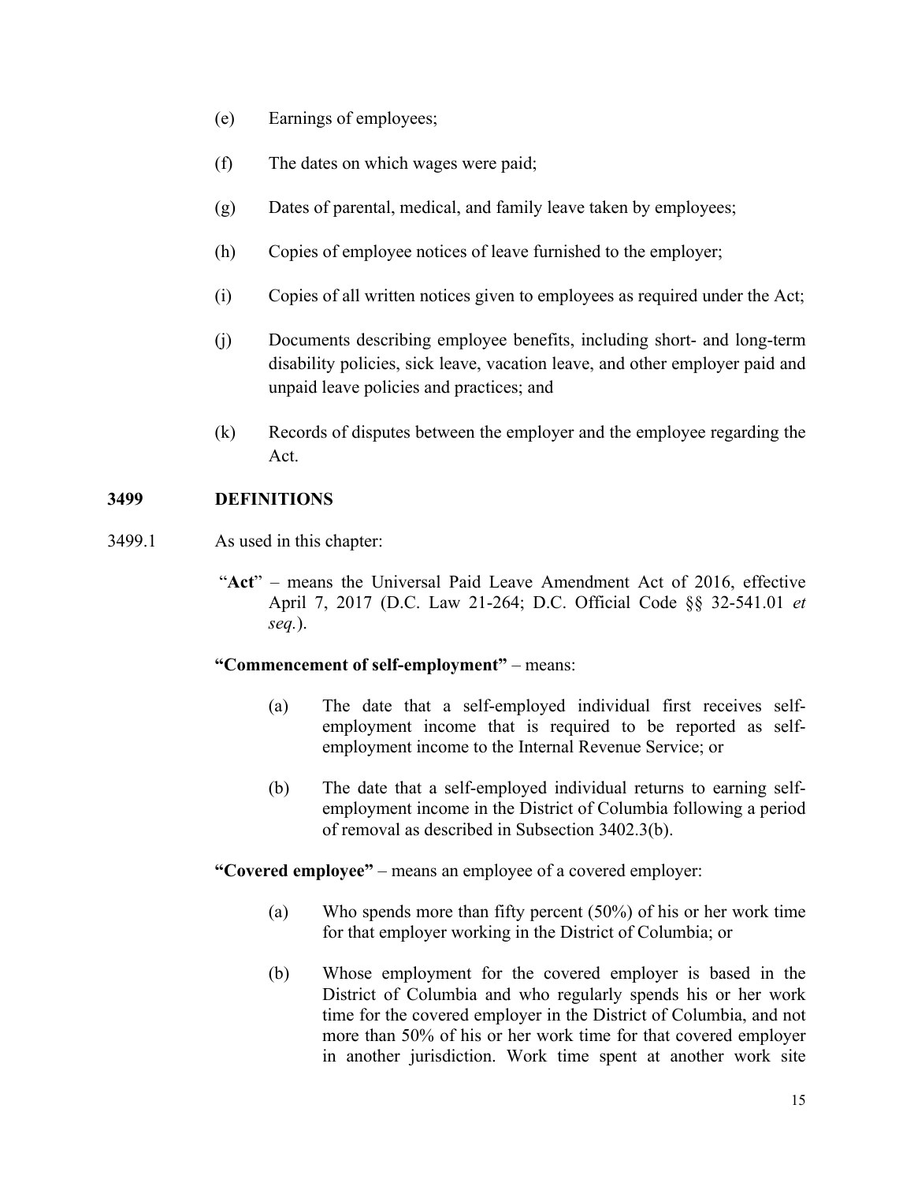(e) Earnings of employees;

(f) The dates on which wages were paid;

(g) Dates of parental, medical, and family leave taken by employees;

(h) Copies of employee notices of leave furnished to the employer;

(i) Copies of all written notices given to employees as required under the Act;

(j) Documents describing employee benefits, including short- and long-term disability policies, sick leave, vacation leave, and other employer paid and unpaid leave policies and practices; and

(k) Records of disputes between the employer and the employee regarding the Act.

## 3499 DEFINITIONS

3499.1 As used in this chapter:

"**Act**" – means the Universal Paid Leave Amendment Act of 2016, effective April 7, 2017 (D.C. Law 21-264; D.C. Official Code §§ 32-541.01 *et seq.*).

**"Commencement of self-employment"** – means:

(a) The date that a self-employed individual first receives self-employment income that is required to be reported as self-employment income to the Internal Revenue Service; or

(b) The date that a self-employed individual returns to earning self-employment income in the District of Columbia following a period of removal as described in Subsection 3402.3(b).

**"Covered employee"** – means an employee of a covered employer:

(a) Who spends more than fifty percent (50%) of his or her work time for that employer working in the District of Columbia; or

(b) Whose employment for the covered employer is based in the District of Columbia and who regularly spends his or her work time for the covered employer in the District of Columbia, and not more than 50% of his or her work time for that covered employer in another jurisdiction. Work time spent at another work site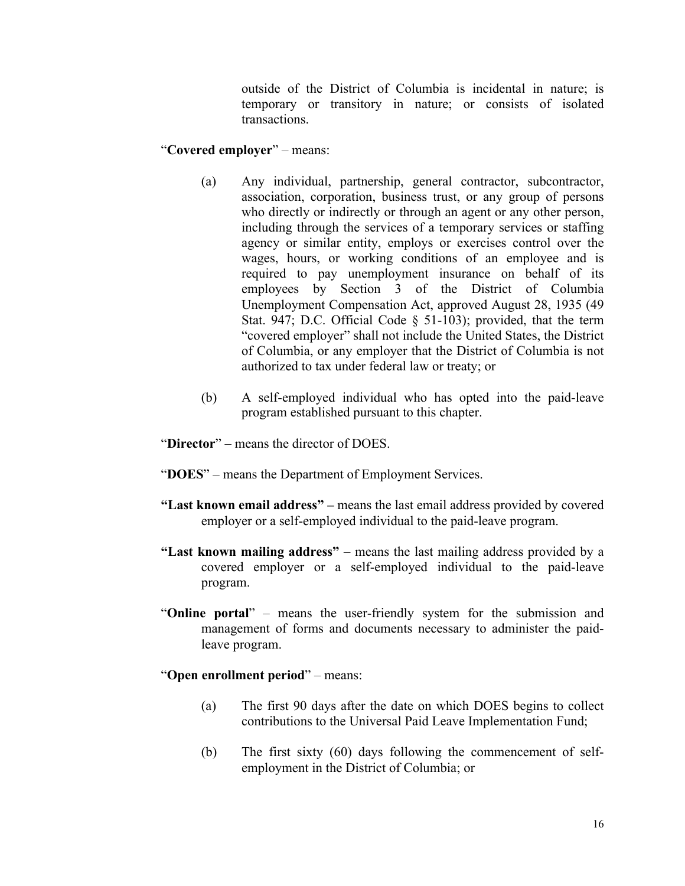outside of the District of Columbia is incidental in nature; is temporary or transitory in nature; or consists of isolated transactions.

"**Covered employer**" – means:

(a) Any individual, partnership, general contractor, subcontractor, association, corporation, business trust, or any group of persons who directly or indirectly or through an agent or any other person, including through the services of a temporary services or staffing agency or similar entity, employs or exercises control over the wages, hours, or working conditions of an employee and is required to pay unemployment insurance on behalf of its employees by Section 3 of the District of Columbia Unemployment Compensation Act, approved August 28, 1935 (49 Stat. 947; D.C. Official Code § 51-103); provided, that the term "covered employer" shall not include the United States, the District of Columbia, or any employer that the District of Columbia is not authorized to tax under federal law or treaty; or

(b) A self-employed individual who has opted into the paid-leave program established pursuant to this chapter.

"**Director**" – means the director of DOES.

"**DOES**" – means the Department of Employment Services.

**"Last known email address" –** means the last email address provided by covered employer or a self-employed individual to the paid-leave program.

**"Last known mailing address"** – means the last mailing address provided by a covered employer or a self-employed individual to the paid-leave program.

"**Online portal**" – means the user-friendly system for the submission and management of forms and documents necessary to administer the paid-leave program.

"**Open enrollment period**" – means:

(a) The first 90 days after the date on which DOES begins to collect contributions to the Universal Paid Leave Implementation Fund;

(b) The first sixty (60) days following the commencement of self-employment in the District of Columbia; or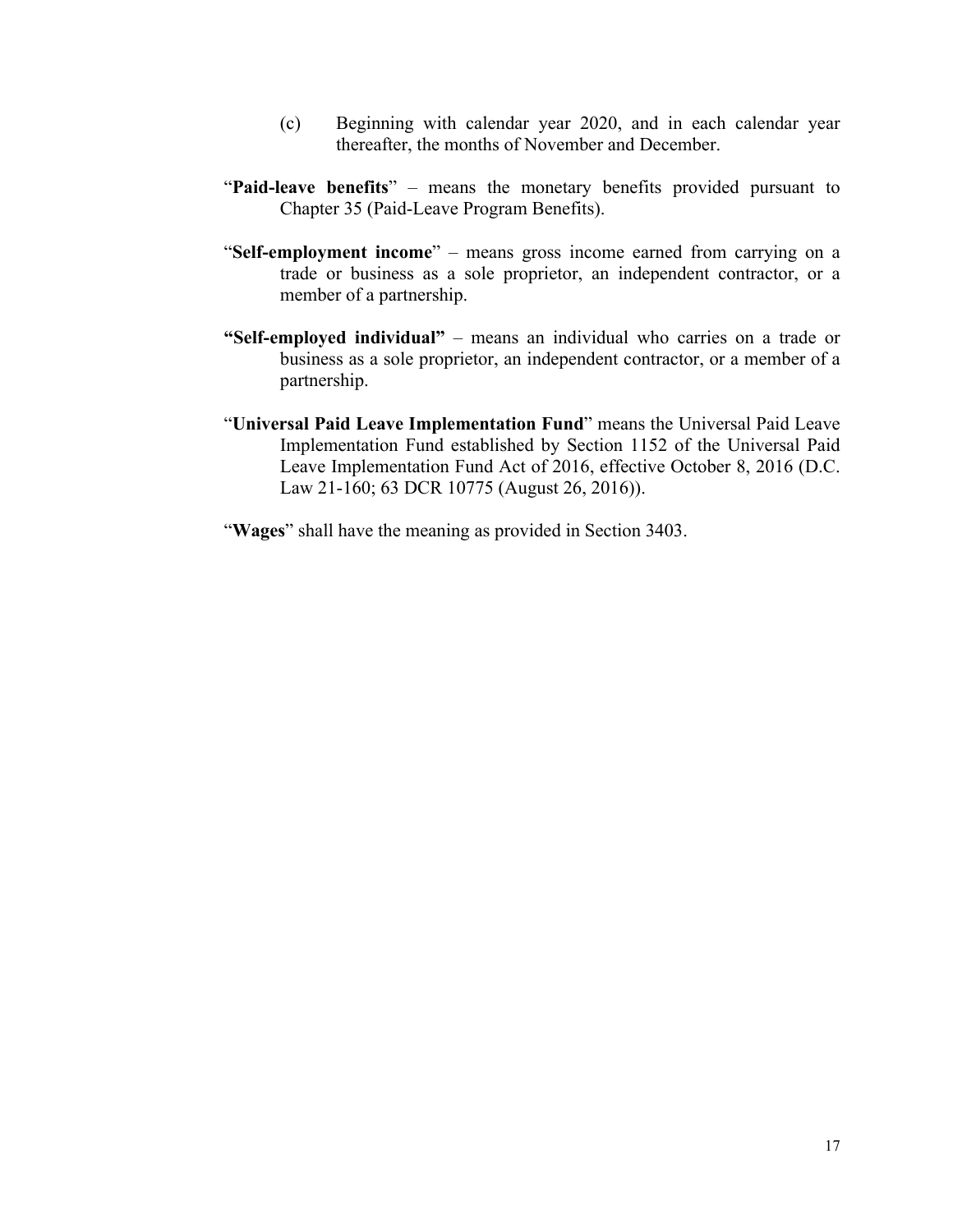(c) Beginning with calendar year 2020, and in each calendar year thereafter, the months of November and December.

"**Paid-leave benefits**" – means the monetary benefits provided pursuant to Chapter 35 (Paid-Leave Program Benefits).

"**Self-employment income**" – means gross income earned from carrying on a trade or business as a sole proprietor, an independent contractor, or a member of a partnership.

**"Self-employed individual"** – means an individual who carries on a trade or business as a sole proprietor, an independent contractor, or a member of a partnership.

"**Universal Paid Leave Implementation Fund**" means the Universal Paid Leave Implementation Fund established by Section 1152 of the Universal Paid Leave Implementation Fund Act of 2016, effective October 8, 2016 (D.C. Law 21-160; 63 DCR 10775 (August 26, 2016)).

"**Wages**" shall have the meaning as provided in Section 3403.